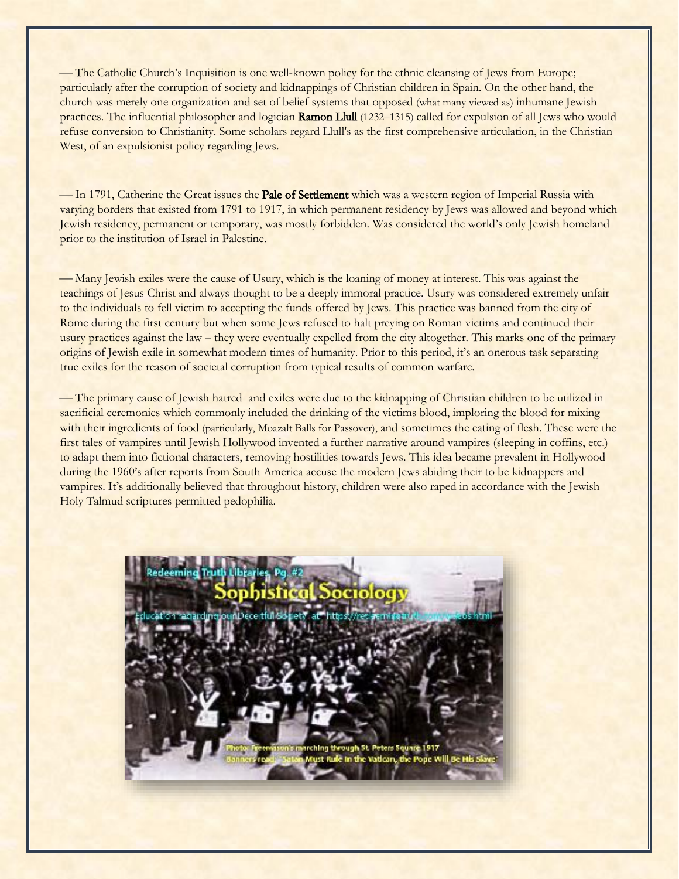— The Catholic Church's Inquisition is one well-known policy for the ethnic cleansing of Jews from Europe; particularly after the corruption of society and kidnappings of Christian children in Spain. On the other hand, the church was merely one organization and set of belief systems that opposed (what many viewed as) inhumane Jewish practices. The influential philosopher and logician **Ramon Llull** (1232–1315) called for expulsion of all Jews who would refuse conversion to Christianity. Some scholars regard Llull's as the first comprehensive articulation, in the Christian West, of an expulsionist policy regarding Jews.

— In 1791, Catherine the Great issues the **Pale of Settlement** which was a western region of Imperial Russia with varying borders that existed from 1791 to 1917, in which permanent residency by Jews was allowed and beyond which Jewish residency, permanent or temporary, was mostly forbidden. Was considered the world's only Jewish homeland prior to the institution of Israel in Palestine.

— Many Jewish exiles were the cause of Usury, which is the loaning of money at interest. This was against the teachings of Jesus Christ and always thought to be a deeply immoral practice. Usury was considered extremely unfair to the individuals to fell victim to accepting the funds offered by Jews. This practice was banned from the city of Rome during the first century but when some Jews refused to halt preying on Roman victims and continued their usury practices against the law – they were eventually expelled from the city altogether. This marks one of the primary origins of Jewish exile in somewhat modern times of humanity. Prior to this period, it's an onerous task separating true exiles for the reason of societal corruption from typical results of common warfare.

— The primary cause of Jewish hatred and exiles were due to the kidnapping of Christian children to be utilized in sacrificial ceremonies which commonly included the drinking of the victims blood, imploring the blood for mixing with their ingredients of food (particularly, Moazalt Balls for Passover), and sometimes the eating of flesh. These were the first tales of vampires until Jewish Hollywood invented a further narrative around vampires (sleeping in coffins, etc.) to adapt them into fictional characters, removing hostilities towards Jews. This idea became prevalent in Hollywood during the 1960's after reports from South America accuse the modern Jews abiding their to be kidnappers and vampires. It's additionally believed that throughout history, children were also raped in accordance with the Jewish Holy Talmud scriptures permitted pedophilia.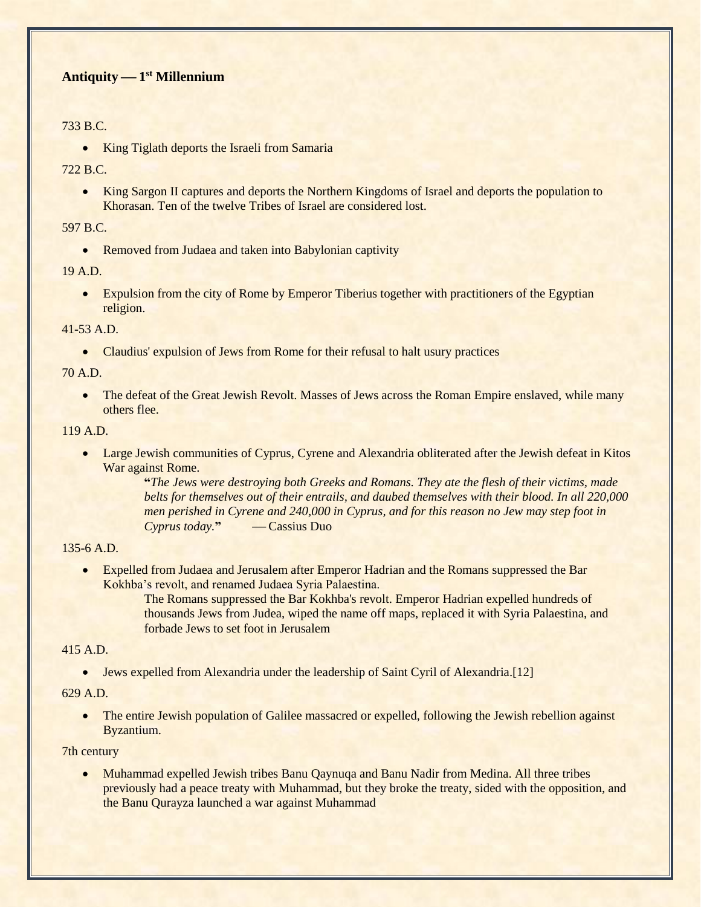## Antiquity — 1st Millennium

733 B.C.

- King Tiglath deports the Israeli from Samaria

722 B.C.

- King Sargon II captures and deports the Northern Kingdoms of Israel and deports the population to Khorasan. Ten of the twelve Tribes of Israel are considered lost.

597 B.C.

- Removed from Judaea and taken into Babylonian captivity

19 A.D.

- Expulsion from the city of Rome by Emperor Tiberius together with practitioners of the Egyptian religion.

41-53 A.D.

- Claudius' expulsion of Jews from Rome for their refusal to halt usury practices

70 A.D.

- The defeat of the Great Jewish Revolt. Masses of Jews across the Roman Empire enslaved, while many others flee.

119 A.D.

- Large Jewish communities of Cyprus, Cyrene and Alexandria obliterated after the Jewish defeat in Kitos War against Rome.

  > "*The Jews were destroying both Greeks and Romans. They ate the flesh of their victims, made belts for themselves out of their entrails, and daubed themselves with their blood. In all 220,000 men perished in Cyrene and 240,000 in Cyprus, and for this reason no Jew may step foot in Cyprus today.*" — Cassius Duo

135-6 A.D.

- Expelled from Judaea and Jerusalem after Emperor Hadrian and the Romans suppressed the Bar Kokhba's revolt, and renamed Judaea Syria Palaestina.

  > The Romans suppressed the Bar Kokhba's revolt. Emperor Hadrian expelled hundreds of thousands Jews from Judea, wiped the name off maps, replaced it with Syria Palaestina, and forbade Jews to set foot in Jerusalem

415 A.D.

- Jews expelled from Alexandria under the leadership of Saint Cyril of Alexandria.[12]

629 A.D.

- The entire Jewish population of Galilee massacred or expelled, following the Jewish rebellion against Byzantium.

7th century

- Muhammad expelled Jewish tribes Banu Qaynuqa and Banu Nadir from Medina. All three tribes previously had a peace treaty with Muhammad, but they broke the treaty, sided with the opposition, and the Banu Qurayza launched a war against Muhammad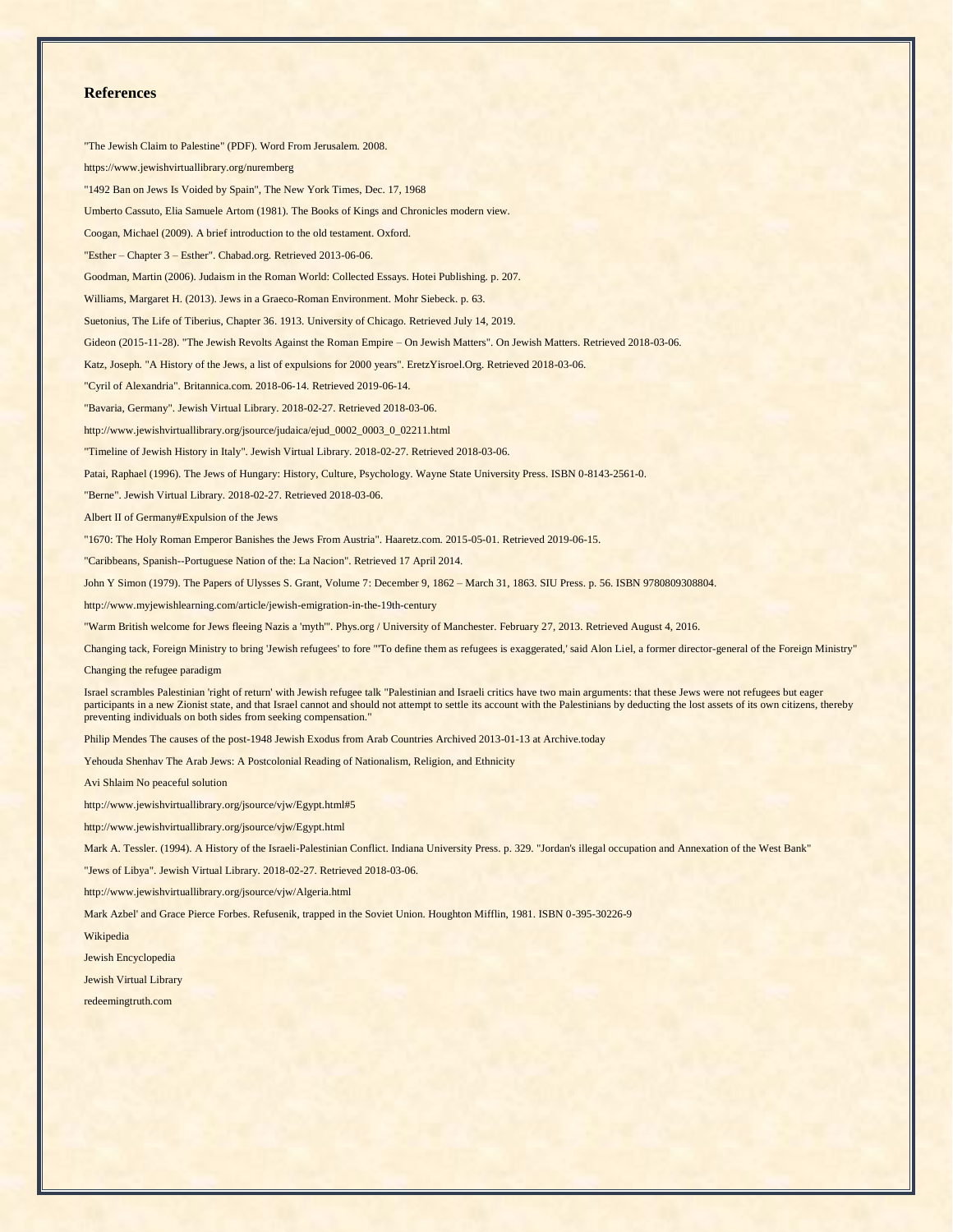## References

"The Jewish Claim to Palestine" (PDF). Word From Jerusalem. 2008.

https://www.jewishvirtuallibrary.org/nuremberg

"1492 Ban on Jews Is Voided by Spain", The New York Times, Dec. 17, 1968

Umberto Cassuto, Elia Samuele Artom (1981). The Books of Kings and Chronicles modern view.

Coogan, Michael (2009). A brief introduction to the old testament. Oxford.

"Esther – Chapter 3 – Esther". Chabad.org. Retrieved 2013-06-06.

Goodman, Martin (2006). Judaism in the Roman World: Collected Essays. Hotei Publishing. p. 207.

Williams, Margaret H. (2013). Jews in a Graeco-Roman Environment. Mohr Siebeck. p. 63.

Suetonius, The Life of Tiberius, Chapter 36. 1913. University of Chicago. Retrieved July 14, 2019.

Gideon (2015-11-28). "The Jewish Revolts Against the Roman Empire – On Jewish Matters". On Jewish Matters. Retrieved 2018-03-06.

Katz, Joseph. "A History of the Jews, a list of expulsions for 2000 years". EretzYisroel.Org. Retrieved 2018-03-06.

"Cyril of Alexandria". Britannica.com. 2018-06-14. Retrieved 2019-06-14.

"Bavaria, Germany". Jewish Virtual Library. 2018-02-27. Retrieved 2018-03-06.

http://www.jewishvirtuallibrary.org/jsource/judaica/ejud_0002_0003_0_02211.html

"Timeline of Jewish History in Italy". Jewish Virtual Library. 2018-02-27. Retrieved 2018-03-06.

Patai, Raphael (1996). The Jews of Hungary: History, Culture, Psychology. Wayne State University Press. ISBN 0-8143-2561-0.

"Berne". Jewish Virtual Library. 2018-02-27. Retrieved 2018-03-06.

Albert II of Germany#Expulsion of the Jews

"1670: The Holy Roman Emperor Banishes the Jews From Austria". Haaretz.com. 2015-05-01. Retrieved 2019-06-15.

"Caribbeans, Spanish--Portuguese Nation of the: La Nacion". Retrieved 17 April 2014.

John Y Simon (1979). The Papers of Ulysses S. Grant, Volume 7: December 9, 1862 – March 31, 1863. SIU Press. p. 56. ISBN 9780809308804.

http://www.myjewishlearning.com/article/jewish-emigration-in-the-19th-century

"Warm British welcome for Jews fleeing Nazis a 'myth'". Phys.org / University of Manchester. February 27, 2013. Retrieved August 4, 2016.

Changing tack, Foreign Ministry to bring 'Jewish refugees' to fore "'To define them as refugees is exaggerated,' said Alon Liel, a former director-general of the Foreign Ministry"

Changing the refugee paradigm

Israel scrambles Palestinian 'right of return' with Jewish refugee talk "Palestinian and Israeli critics have two main arguments: that these Jews were not refugees but eager participants in a new Zionist state, and that Israel cannot and should not attempt to settle its account with the Palestinians by deducting the lost assets of its own citizens, thereby preventing individuals on both sides from seeking compensation."

Philip Mendes The causes of the post-1948 Jewish Exodus from Arab Countries Archived 2013-01-13 at Archive.today

Yehouda Shenhav The Arab Jews: A Postcolonial Reading of Nationalism, Religion, and Ethnicity

Avi Shlaim No peaceful solution

http://www.jewishvirtuallibrary.org/jsource/vjw/Egypt.html#5

http://www.jewishvirtuallibrary.org/jsource/vjw/Egypt.html

Mark A. Tessler. (1994). A History of the Israeli-Palestinian Conflict. Indiana University Press. p. 329. "Jordan's illegal occupation and Annexation of the West Bank"

"Jews of Libya". Jewish Virtual Library. 2018-02-27. Retrieved 2018-03-06.

http://www.jewishvirtuallibrary.org/jsource/vjw/Algeria.html

Mark Azbel' and Grace Pierce Forbes. Refusenik, trapped in the Soviet Union. Houghton Mifflin, 1981. ISBN 0-395-30226-9

Wikipedia

Jewish Encyclopedia

Jewish Virtual Library

redeemingtruth.com